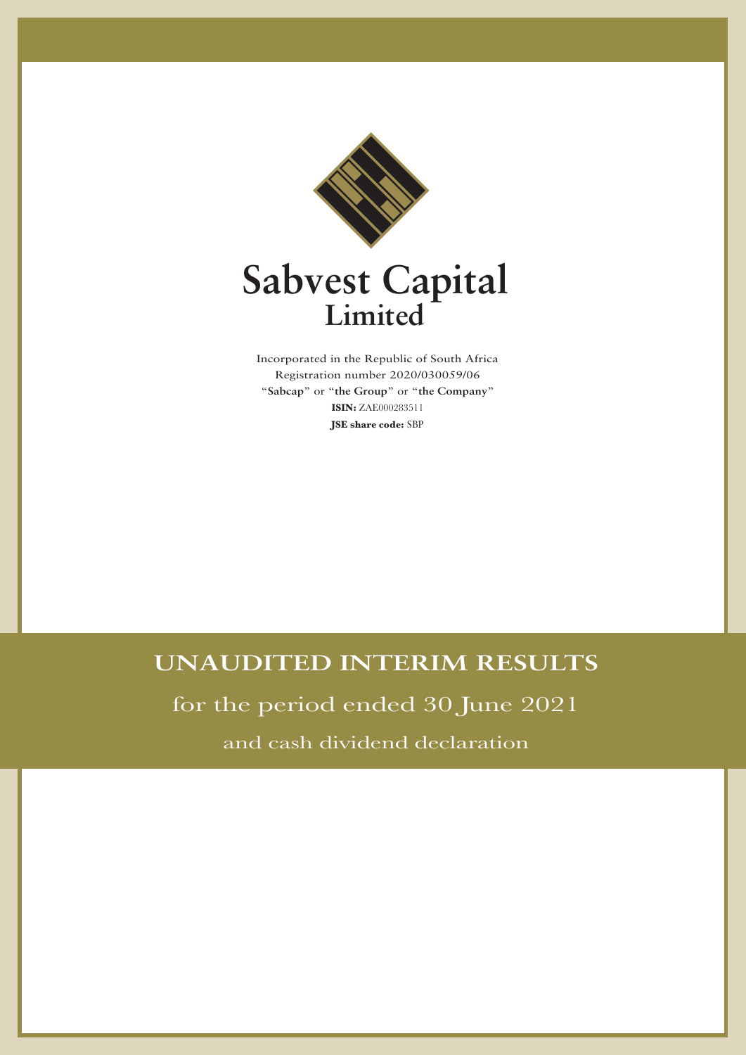# Sabvest Capital Limited

Incorporated in the Republic of South Africa
Registration number 2020/030059/06
"**Sabcap**" or "**the Group**" or "**the Company**"
**ISIN:** ZAE000283511
**JSE share code:** SBP

## UNAUDITED INTERIM RESULTS

for the period ended 30 June 2021

and cash dividend declaration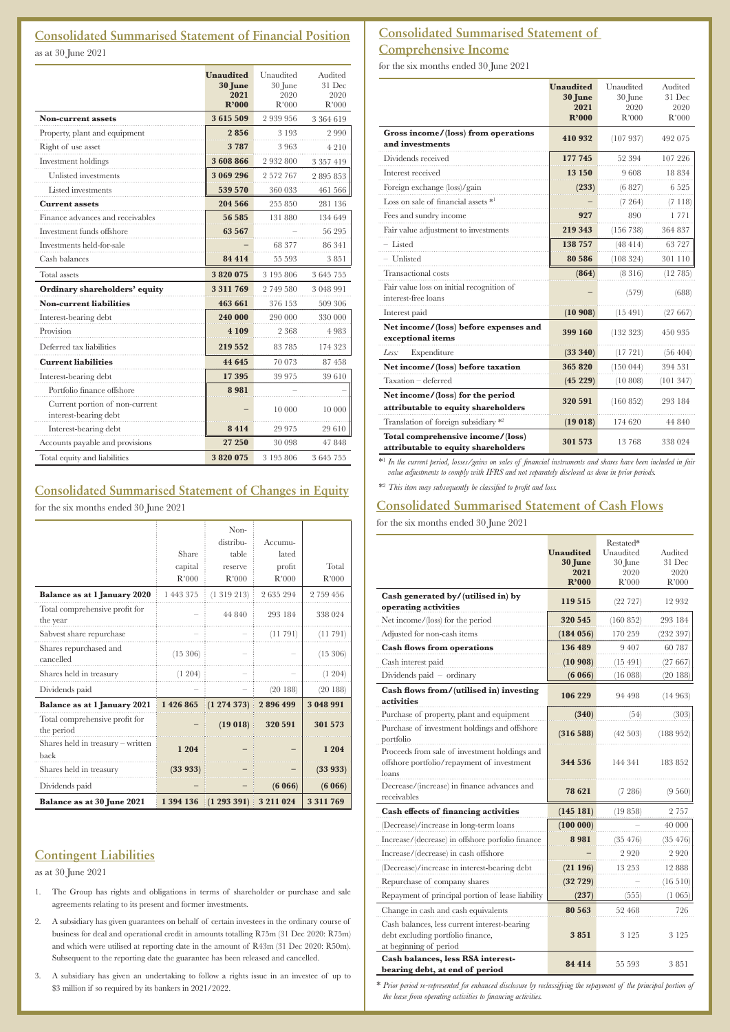## Consolidated Summarised Statement of Financial Position

as at 30 June 2021

| | **Unaudited 30 June 2021 R'000** | Unaudited 30 June 2020 R'000 | Audited 31 Dec 2020 R'000 |
|---|---|---|---|
| **Non-current assets** | **3 615 509** | 2 939 956 | 3 364 619 |
| Property, plant and equipment | **2 856** | 3 193 | 2 990 |
| Right of use asset | **3 787** | 3 963 | 4 210 |
| Investment holdings | **3 608 866** | 2 932 800 | 3 357 419 |
| Unlisted investments | **3 069 296** | 2 572 767 | 2 895 853 |
| Listed investments | **539 570** | 360 033 | 461 566 |
| **Current assets** | **204 566** | 255 850 | 281 136 |
| Finance advances and receivables | **56 585** | 131 880 | 134 649 |
| Investment funds offshore | **63 567** | – | 56 295 |
| Investments held-for-sale | **–** | 68 377 | 86 341 |
| Cash balances | **84 414** | 55 593 | 3 851 |
| Total assets | **3 820 075** | 3 195 806 | 3 645 755 |
| **Ordinary shareholders' equity** | **3 311 769** | 2 749 580 | 3 048 991 |
| **Non-current liabilities** | **463 661** | 376 153 | 509 306 |
| Interest-bearing debt | **240 000** | 290 000 | 330 000 |
| Provision | **4 109** | 2 368 | 4 983 |
| Deferred tax liabilities | **219 552** | 83 785 | 174 323 |
| **Current liabilities** | **44 645** | 70 073 | 87 458 |
| Interest-bearing debt | **17 395** | 39 975 | 39 610 |
| Portfolio finance offshore | **8 981** | – | – |
| Current portion of non-current interest-bearing debt | **–** | 10 000 | 10 000 |
| Interest-bearing debt | **8 414** | 29 975 | 29 610 |
| Accounts payable and provisions | **27 250** | 30 098 | 47 848 |
| Total equity and liabilities | **3 820 075** | 3 195 806 | 3 645 755 |

## Consolidated Summarised Statement of Changes in Equity

for the six months ended 30 June 2021

| | Share capital R'000 | Non-distributable reserve R'000 | Accumulated profit R'000 | Total R'000 |
|---|---|---|---|---|
| **Balance as at 1 January 2020** | 1 443 375 | (1 319 213) | 2 635 294 | 2 759 456 |
| Total comprehensive profit for the year | – | 44 840 | 293 184 | 338 024 |
| Sabvest share repurchase | – | – | (11 791) | (11 791) |
| Shares repurchased and cancelled | (15 306) | – | – | (15 306) |
| Shares held in treasury | (1 204) | – | – | (1 204) |
| Dividends paid | – | – | (20 188) | (20 188) |
| **Balance as at 1 January 2021** | **1 426 865** | **(1 274 373)** | **2 896 499** | **3 048 991** |
| Total comprehensive profit for the period | **–** | **(19 018)** | **320 591** | **301 573** |
| Shares held in treasury – written back | **1 204** | **–** | **–** | **1 204** |
| Shares held in treasury | **(33 933)** | **–** | **–** | **(33 933)** |
| Dividends paid | **–** | **–** | **(6 066)** | **(6 066)** |
| **Balance as at 30 June 2021** | **1 394 136** | **(1 293 391)** | **3 211 024** | **3 311 769** |

## Contingent Liabilities

as at 30 June 2021

1. The Group has rights and obligations in terms of shareholder or purchase and sale agreements relating to its present and former investments.
2. A subsidiary has given guarantees on behalf of certain investees in the ordinary course of business for deal and operational credit in amounts totalling R75m (31 Dec 2020: R75m) and which were utilised at reporting date in the amount of R43m (31 Dec 2020: R50m). Subsequent to the reporting date the guarantee has been released and cancelled.
3. A subsidiary has given an undertaking to follow a rights issue in an investee of up to $3 million if so required by its bankers in 2021/2022.

## Consolidated Summarised Statement of Comprehensive Income

for the six months ended 30 June 2021

| | **Unaudited 30 June 2021 R'000** | Unaudited 30 June 2020 R'000 | Audited 31 Dec 2020 R'000 |
|---|---|---|---|
| **Gross income/(loss) from operations and investments** | **410 932** | (107 937) | 492 075 |
| Dividends received | **177 745** | 52 394 | 107 226 |
| Interest received | **13 150** | 9 608 | 18 834 |
| Foreign exchange (loss)/gain | **(233)** | (6 827) | 6 525 |
| Loss on sale of financial assets *[1] | **–** | (7 264) | (7 118) |
| Fees and sundry income | **927** | 890 | 1 771 |
| Fair value adjustment to investments | **219 343** | (156 738) | 364 837 |
| – Listed | **138 757** | (48 414) | 63 727 |
| – Unlisted | **80 586** | (108 324) | 301 110 |
| Transactional costs | **(864)** | (8 316) | (12 785) |
| Fair value loss on initial recognition of interest-free loans | **–** | (579) | (688) |
| Interest paid | **(10 908)** | (15 491) | (27 667) |
| **Net income/(loss) before expenses and exceptional items** | **399 160** | (132 323) | 450 935 |
| *Less:* Expenditure | **(33 340)** | (17 721) | (56 404) |
| **Net income/(loss) before taxation** | **365 820** | (150 044) | 394 531 |
| Taxation – deferred | **(45 229)** | (10 808) | (101 347) |
| **Net income/(loss) for the period attributable to equity shareholders** | **320 591** | (160 852) | 293 184 |
| Translation of foreign subsidiary *[2] | **(19 018)** | 174 620 | 44 840 |
| **Total comprehensive income/(loss) attributable to equity shareholders** | **301 573** | 13 768 | 338 024 |

*[1] *In the current period, losses/gains on sales of financial instruments and shares have been included in fair value adjustments to comply with IFRS and not separately disclosed as done in prior periods.*

*[2] *This item may subsequently be classified to profit and loss.*

## Consolidated Summarised Statement of Cash Flows

for the six months ended 30 June 2021

| | **Unaudited 30 June 2021 R'000** | Restated* Unaudited 30 June 2020 R'000 | Audited 31 Dec 2020 R'000 |
|---|---|---|---|
| **Cash generated by/(utilised in) by operating activities** | **119 515** | (22 727) | 12 932 |
| Net income/(loss) for the period | **320 545** | (160 852) | 293 184 |
| Adjusted for non-cash items | **(184 056)** | 170 259 | (232 397) |
| **Cash flows from operations** | **136 489** | 9 407 | 60 787 |
| Cash interest paid | **(10 908)** | (15 491) | (27 667) |
| Dividends paid – ordinary | **(6 066)** | (16 088) | (20 188) |
| **Cash flows from/(utilised in) investing activities** | **106 229** | 94 498 | (14 963) |
| Purchase of property, plant and equipment | **(340)** | (54) | (303) |
| Purchase of investment holdings and offshore portfolio | **(316 588)** | (42 503) | (188 952) |
| Proceeds from sale of investment holdings and offshore portfolio/repayment of investment loans | **344 536** | 144 341 | 183 852 |
| Decrease/(increase) in finance advances and receivables | **78 621** | (7 286) | (9 560) |
| **Cash effects of financing activities** | **(145 181)** | (19 858) | 2 757 |
| (Decrease)/increase in long-term loans | **(100 000)** | – | 40 000 |
| Increase/(decrease) in offshore porfolio finance | **8 981** | (35 476) | (35 476) |
| Increase/(decrease) in cash offshore | **–** | 2 920 | 2 920 |
| (Decrease)/increase in interest-bearing debt | **(21 196)** | 13 253 | 12 888 |
| Repurchase of company shares | **(32 729)** | – | (16 510) |
| Repayment of principal portion of lease liability | **(237)** | (555) | (1 065) |
| Change in cash and cash equivalents | **80 563** | 52 468 | 726 |
| Cash balances, less current interest-bearing debt excluding portfolio finance, at beginning of period | **3 851** | 3 125 | 3 125 |
| **Cash balances, less RSA interest-bearing debt, at end of period** | **84 414** | 55 593 | 3 851 |

\* *Prior period re-represented for enhanced disclosure by reclassifying the repayment of the principal portion of the lease from operating activities to financing activities.*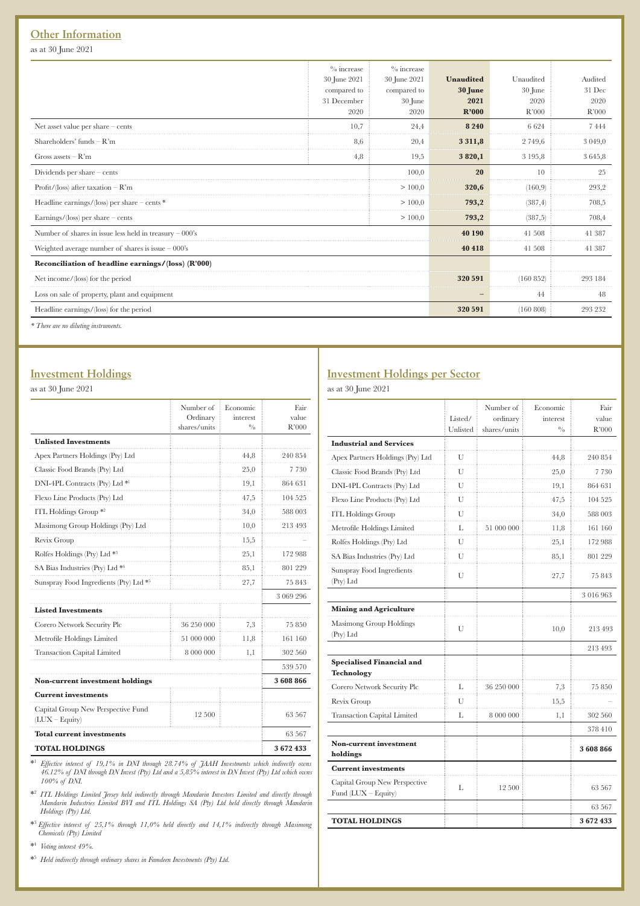## Other Information

as at 30 June 2021

| | % increase 30 June 2021 compared to 31 December 2020 | % increase 30 June 2021 compared to 30 June 2020 | **Unaudited 30 June 2021 R'000** | Unaudited 30 June 2020 R'000 | Audited 31 Dec 2020 R'000 |
|---|---|---|---|---|---|
| Net asset value per share – cents | 10,7 | 24,4 | **8 240** | 6 624 | 7 444 |
| Shareholders' funds – R'm | 8,6 | 20,4 | **3 311,8** | 2 749,6 | 3 049,0 |
| Gross assets – R'm | 4,8 | 19,5 | **3 820,1** | 3 195,8 | 3 645,8 |
| Dividends per share – cents | | 100,0 | **20** | 10 | 25 |
| Profit/(loss) after taxation – R'm | | > 100,0 | **320,6** | (160,9) | 293,2 |
| Headline earnings/(loss) per share – cents * | | > 100,0 | **793,2** | (387,4) | 708,5 |
| Earnings/(loss) per share – cents | | > 100,0 | **793,2** | (387,5) | 708,4 |
| Number of shares in issue less held in treasury – 000's | | | **40 190** | 41 508 | 41 387 |
| Weighted average number of shares is issue – 000's | | | **40 418** | 41 508 | 41 387 |
| **Reconciliation of headline earnings/(loss) (R'000)** | | | | | |
| Net income/(loss) for the period | | | **320 591** | (160 852) | 293 184 |
| Loss on sale of property, plant and equipment | | | **–** | 44 | 48 |
| Headline earnings/(loss) for the period | | | **320 591** | (160 808) | 293 232 |

*\* There are no diluting instruments.*

## Investment Holdings

as at 30 June 2021

| | Number of Ordinary shares/units | Economic interest % | Fair value R'000 |
|---|---|---|---|
| **Unlisted Investments** | | | |
| Apex Partners Holdings (Pty) Ltd | | 44,8 | 240 854 |
| Classic Food Brands (Pty) Ltd | | 25,0 | 7 730 |
| DNI-4PL Contracts (Pty) Ltd *[1] | | 19,1 | 864 631 |
| Flexo Line Products (Pty) Ltd | | 47,5 | 104 525 |
| ITL Holdings Group *[2] | | 34,0 | 588 003 |
| Masimong Group Holdings (Pty) Ltd | | 10,0 | 213 493 |
| Revix Group | | 15,5 | – |
| Rolfes Holdings (Pty) Ltd *[3] | | 25,1 | 172 988 |
| SA Bias Industries (Pty) Ltd *[4] | | 85,1 | 801 229 |
| Sunspray Food Ingredients (Pty) Ltd *[5] | | 27,7 | 75 843 |
| | | | 3 069 296 |
| **Listed Investments** | | | |
| Corero Network Security Plc | 36 250 000 | 7,3 | 75 850 |
| Metrofile Holdings Limited | 51 000 000 | 11,8 | 161 160 |
| Transaction Capital Limited | 8 000 000 | 1,1 | 302 560 |
| | | | 539 570 |
| **Non-current investment holdings** | | | **3 608 866** |
| **Current investments** | | | |
| Capital Group New Perspective Fund (LUX – Equity) | 12 500 | | 63 567 |
| **Total current investments** | | | 63 567 |
| **TOTAL HOLDINGS** | | | **3 672 433** |

*[1] *Effective interest of 19,1% in DNI through 28.74% of JAAH Investments which indirectly owns 46.12% of DNI through DN Invest (Pty) Ltd and a 5,85% interest in DN Invest (Pty) Ltd which owns 100% of DNI.*

*[2] *ITL Holdings Limited Jersey held indirectly through Mandarin Investors Limited and directly through Mandarin Industries Limited BVI and ITL Holdings SA (Pty) Ltd held directly through Mandarin Holdings (Pty) Ltd.*

*[3] *Effective interest of 25,1% through 11,0% held directly and 14,1% indirectly through Masimong Chemicals (Pty) Limited*

*[4] *Voting interest 49%.*

*[5] *Held indirectly through ordinary shares in Famdeen Investments (Pty) Ltd.*

## Investment Holdings per Sector

as at 30 June 2021

| | Listed/ Unlisted | Number of ordinary shares/units | Economic interest % | Fair value R'000 |
|---|---|---|---|---|
| **Industrial and Services** | | | | |
| Apex Partners Holdings (Pty) Ltd | U | | 44,8 | 240 854 |
| Classic Food Brands (Pty) Ltd | U | | 25,0 | 7 730 |
| DNI-4PL Contracts (Pty) Ltd | U | | 19,1 | 864 631 |
| Flexo Line Products (Pty) Ltd | U | | 47,5 | 104 525 |
| ITL Holdings Group | U | | 34,0 | 588 003 |
| Metrofile Holdings Limited | L | 51 000 000 | 11,8 | 161 160 |
| Rolfes Holdings (Pty) Ltd | U | | 25,1 | 172 988 |
| SA Bias Industries (Pty) Ltd | U | | 85,1 | 801 229 |
| Sunspray Food Ingredients (Pty) Ltd | U | | 27,7 | 75 843 |
| | | | | 3 016 963 |
| **Mining and Agriculture** | | | | |
| Masimong Group Holdings (Pty) Ltd | U | | 10,0 | 213 493 |
| | | | | 213 493 |
| **Specialised Financial and Technology** | | | | |
| Corero Network Security Plc | L | 36 250 000 | 7,3 | 75 850 |
| Revix Group | U | | 15,5 | – |
| Transaction Capital Limited | L | 8 000 000 | 1,1 | 302 560 |
| | | | | 378 410 |
| **Non-current investment holdings** | | | | **3 608 866** |
| **Current investments** | | | | |
| Capital Group New Perspective Fund (LUX – Equity) | L | 12 500 | | 63 567 |
| | | | | 63 567 |
| **TOTAL HOLDINGS** | | | | **3 672 433** |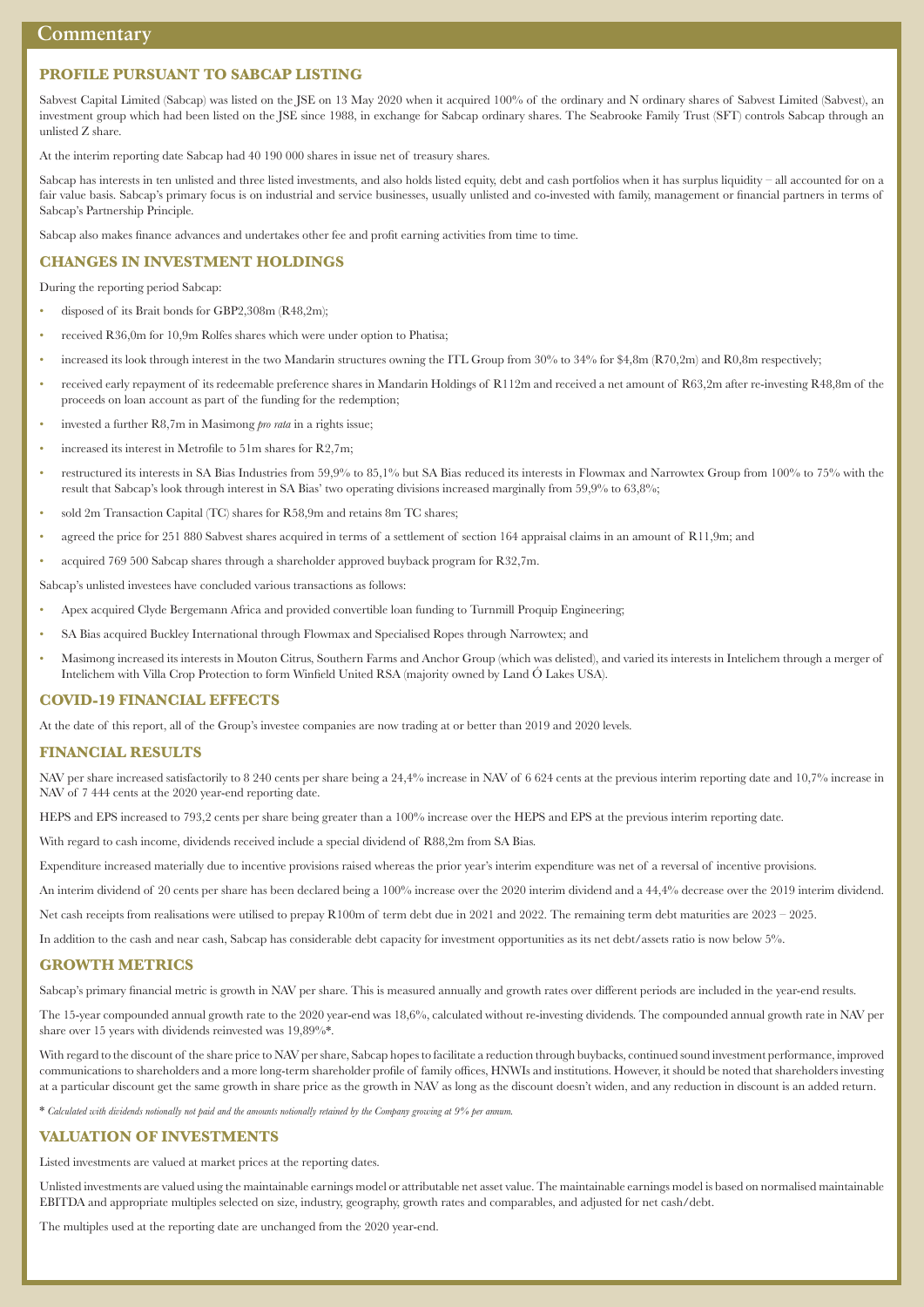# Commentary

## PROFILE PURSUANT TO SABCAP LISTING

Sabvest Capital Limited (Sabcap) was listed on the JSE on 13 May 2020 when it acquired 100% of the ordinary and N ordinary shares of Sabvest Limited (Sabvest), an investment group which had been listed on the JSE since 1988, in exchange for Sabcap ordinary shares. The Seabrooke Family Trust (SFT) controls Sabcap through an unlisted Z share.

At the interim reporting date Sabcap had 40 190 000 shares in issue net of treasury shares.

Sabcap has interests in ten unlisted and three listed investments, and also holds listed equity, debt and cash portfolios when it has surplus liquidity – all accounted for on a fair value basis. Sabcap's primary focus is on industrial and service businesses, usually unlisted and co-invested with family, management or financial partners in terms of Sabcap's Partnership Principle.

Sabcap also makes finance advances and undertakes other fee and profit earning activities from time to time.

## CHANGES IN INVESTMENT HOLDINGS

During the reporting period Sabcap:

- disposed of its Brait bonds for GBP2,308m (R48,2m);
- received R36,0m for 10,9m Rolfes shares which were under option to Phatisa;
- increased its look through interest in the two Mandarin structures owning the ITL Group from 30% to 34% for $4,8m (R70,2m) and R0,8m respectively;
- received early repayment of its redeemable preference shares in Mandarin Holdings of R112m and received a net amount of R63,2m after re-investing R48,8m of the proceeds on loan account as part of the funding for the redemption;
- invested a further R8,7m in Masimong *pro rata* in a rights issue;
- increased its interest in Metrofile to 51m shares for R2,7m;
- restructured its interests in SA Bias Industries from 59,9% to 85,1% but SA Bias reduced its interests in Flowmax and Narrowtex Group from 100% to 75% with the result that Sabcap's look through interest in SA Bias' two operating divisions increased marginally from 59,9% to 63,8%;
- sold 2m Transaction Capital (TC) shares for R58,9m and retains 8m TC shares;
- agreed the price for 251 880 Sabvest shares acquired in terms of a settlement of section 164 appraisal claims in an amount of R11,9m; and
- acquired 769 500 Sabcap shares through a shareholder approved buyback program for R32,7m.

Sabcap's unlisted investees have concluded various transactions as follows:

- Apex acquired Clyde Bergemann Africa and provided convertible loan funding to Turnmill Proquip Engineering;
- SA Bias acquired Buckley International through Flowmax and Specialised Ropes through Narrowtex; and
- Masimong increased its interests in Mouton Citrus, Southern Farms and Anchor Group (which was delisted), and varied its interests in Intelichem through a merger of Intelichem with Villa Crop Protection to form Winfield United RSA (majority owned by Land O'Lakes USA).

## COVID-19 FINANCIAL EFFECTS

At the date of this report, all of the Group's investee companies are now trading at or better than 2019 and 2020 levels.

## FINANCIAL RESULTS

NAV per share increased satisfactorily to 8 240 cents per share being a 24,4% increase in NAV of 6 624 cents at the previous interim reporting date and 10,7% increase in NAV of 7 444 cents at the 2020 year-end reporting date.

HEPS and EPS increased to 793,2 cents per share being greater than a 100% increase over the HEPS and EPS at the previous interim reporting date.

With regard to cash income, dividends received include a special dividend of R88,2m from SA Bias.

Expenditure increased materially due to incentive provisions raised whereas the prior year's interim expenditure was net of a reversal of incentive provisions.

An interim dividend of 20 cents per share has been declared being a 100% increase over the 2020 interim dividend and a 44,4% decrease over the 2019 interim dividend.

Net cash receipts from realisations were utilised to prepay R100m of term debt due in 2021 and 2022. The remaining term debt maturities are 2023 – 2025.

In addition to the cash and near cash, Sabcap has considerable debt capacity for investment opportunities as its net debt/assets ratio is now below 5%.

## GROWTH METRICS

Sabcap's primary financial metric is growth in NAV per share. This is measured annually and growth rates over different periods are included in the year-end results.

The 15-year compounded annual growth rate to the 2020 year-end was 18,6%, calculated without re-investing dividends. The compounded annual growth rate in NAV per share over 15 years with dividends reinvested was 19,89%*.

With regard to the discount of the share price to NAV per share, Sabcap hopes to facilitate a reduction through buybacks, continued sound investment performance, improved communications to shareholders and a more long-term shareholder profile of family offices, HNWIs and institutions. However, it should be noted that shareholders investing at a particular discount get the same growth in share price as the growth in NAV as long as the discount doesn't widen, and any reduction in discount is an added return.

\* *Calculated with dividends notionally not paid and the amounts notionally retained by the Company growing at 9% per annum.*

## VALUATION OF INVESTMENTS

Listed investments are valued at market prices at the reporting dates.

Unlisted investments are valued using the maintainable earnings model or attributable net asset value. The maintainable earnings model is based on normalised maintainable EBITDA and appropriate multiples selected on size, industry, geography, growth rates and comparables, and adjusted for net cash/debt.

The multiples used at the reporting date are unchanged from the 2020 year-end.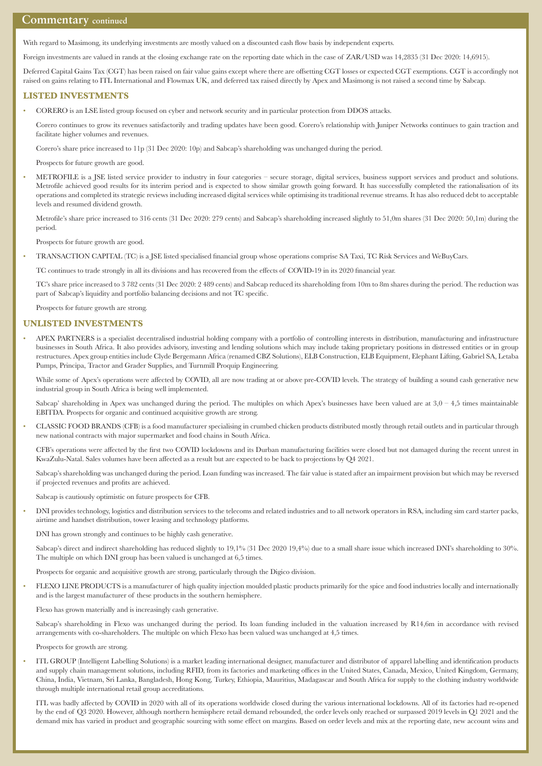## Commentary continued

With regard to Masimong, its underlying investments are mostly valued on a discounted cash flow basis by independent experts.

Foreign investments are valued in rands at the closing exchange rate on the reporting date which in the case of ZAR/USD was 14,2835 (31 Dec 2020: 14,6915).

Deferred Capital Gains Tax (CGT) has been raised on fair value gains except where there are offsetting CGT losses or expected CGT exemptions. CGT is accordingly not raised on gains relating to ITL International and Flowmax UK, and deferred tax raised directly by Apex and Masimong is not raised a second time by Sabcap.

### LISTED INVESTMENTS

- CORERO is an LSE listed group focused on cyber and network security and in particular protection from DDOS attacks.

  Corero continues to grow its revenues satisfactorily and trading updates have been good. Corero's relationship with Juniper Networks continues to gain traction and facilitate higher volumes and revenues.

  Corero's share price increased to 11p (31 Dec 2020: 10p) and Sabcap's shareholding was unchanged during the period.

  Prospects for future growth are good.

- METROFILE is a JSE listed service provider to industry in four categories – secure storage, digital services, business support services and product and solutions. Metrofile achieved good results for its interim period and is expected to show similar growth going forward. It has successfully completed the rationalisation of its operations and completed its strategic reviews including increased digital services while optimising its traditional revenue streams. It has also reduced debt to acceptable levels and resumed dividend growth.

  Metrofile's share price increased to 316 cents (31 Dec 2020: 279 cents) and Sabcap's shareholding increased slightly to 51,0m shares (31 Dec 2020: 50,1m) during the period.

  Prospects for future growth are good.

- TRANSACTION CAPITAL (TC) is a JSE listed specialised financial group whose operations comprise SA Taxi, TC Risk Services and WeBuyCars.

  TC continues to trade strongly in all its divisions and has recovered from the effects of COVID-19 in its 2020 financial year.

  TC's share price increased to 3 782 cents (31 Dec 2020: 2 489 cents) and Sabcap reduced its shareholding from 10m to 8m shares during the period. The reduction was part of Sabcap's liquidity and portfolio balancing decisions and not TC specific.

  Prospects for future growth are strong.

### UNLISTED INVESTMENTS

- APEX PARTNERS is a specialist decentralised industrial holding company with a portfolio of controlling interests in distribution, manufacturing and infrastructure businesses in South Africa. It also provides advisory, investing and lending solutions which may include taking proprietary positions in distressed entities or in group restructures. Apex group entities include Clyde Bergemann Africa (renamed CBZ Solutions), ELB Construction, ELB Equipment, Elephant Lifting, Gabriel SA, Letaba Pumps, Principa, Tractor and Grader Supplies, and Turnmill Proquip Engineering.

  While some of Apex's operations were affected by COVID, all are now trading at or above pre-COVID levels. The strategy of building a sound cash generative new industrial group in South Africa is being well implemented.

  Sabcap' shareholding in Apex was unchanged during the period. The multiples on which Apex's businesses have been valued are at 3,0 – 4,5 times maintainable EBITDA. Prospects for organic and continued acquisitive growth are strong.

- CLASSIC FOOD BRANDS (CFB) is a food manufacturer specialising in crumbed chicken products distributed mostly through retail outlets and in particular through new national contracts with major supermarket and food chains in South Africa.

  CFB's operations were affected by the first two COVID lockdowns and its Durban manufacturing facilities were closed but not damaged during the recent unrest in KwaZulu-Natal. Sales volumes have been affected as a result but are expected to be back to projections by Q4 2021.

  Sabcap's shareholding was unchanged during the period. Loan funding was increased. The fair value is stated after an impairment provision but which may be reversed if projected revenues and profits are achieved.

  Sabcap is cautiously optimistic on future prospects for CFB.

- DNI provides technology, logistics and distribution services to the telecoms and related industries and to all network operators in RSA, including sim card starter packs, airtime and handset distribution, tower leasing and technology platforms.

  DNI has grown strongly and continues to be highly cash generative.

  Sabcap's direct and indirect shareholding has reduced slightly to 19,1% (31 Dec 2020 19,4%) due to a small share issue which increased DNI's shareholding to 30%. The multiple on which DNI group has been valued is unchanged at 6,5 times.

  Prospects for organic and acquisitive growth are strong, particularly through the Digico division.

- FLEXO LINE PRODUCTS is a manufacturer of high quality injection moulded plastic products primarily for the spice and food industries locally and internationally and is the largest manufacturer of these products in the southern hemisphere.

  Flexo has grown materially and is increasingly cash generative.

  Sabcap's shareholding in Flexo was unchanged during the period. Its loan funding included in the valuation increased by R14,6m in accordance with revised arrangements with co-shareholders. The multiple on which Flexo has been valued was unchanged at 4,5 times.

  Prospects for growth are strong.

- ITL GROUP (Intelligent Labelling Solutions) is a market leading international designer, manufacturer and distributor of apparel labelling and identification products and supply chain management solutions, including RFID, from its factories and marketing offices in the United States, Canada, Mexico, United Kingdom, Germany, China, India, Vietnam, Sri Lanka, Bangladesh, Hong Kong, Turkey, Ethiopia, Mauritius, Madagascar and South Africa for supply to the clothing industry worldwide through multiple international retail group accreditations.

  ITL was badly affected by COVID in 2020 with all of its operations worldwide closed during the various international lockdowns. All of its factories had re-opened by the end of Q3 2020. However, although northern hemisphere retail demand rebounded, the order levels only reached or surpassed 2019 levels in Q1 2021 and the demand mix has varied in product and geographic sourcing with some effect on margins. Based on order levels and mix at the reporting date, new account wins and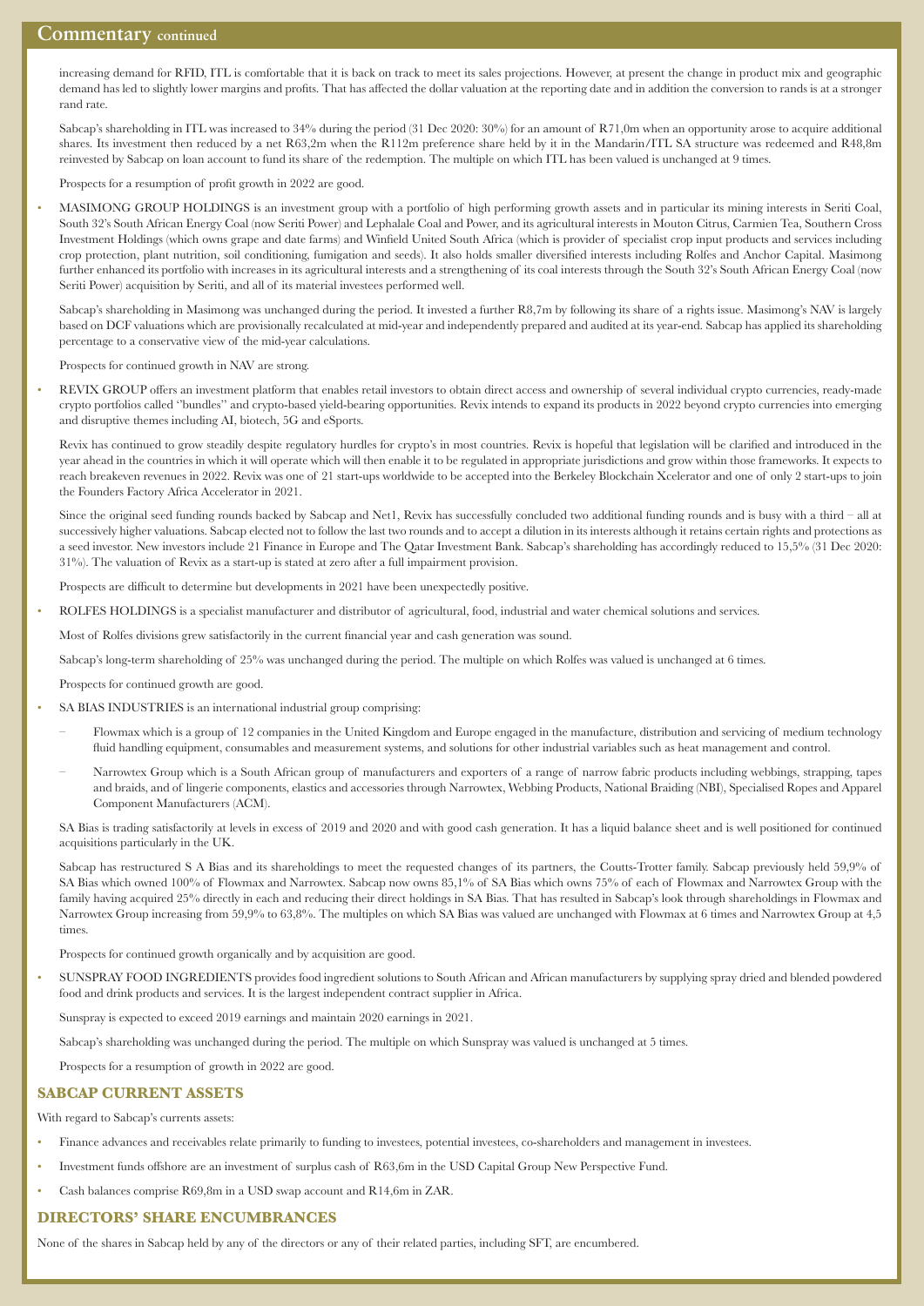increasing demand for RFID, ITL is comfortable that it is back on track to meet its sales projections. However, at present the change in product mix and geographic demand has led to slightly lower margins and profits. That has affected the dollar valuation at the reporting date and in addition the conversion to rands is at a stronger rand rate.

Sabcap's shareholding in ITL was increased to 34% during the period (31 Dec 2020: 30%) for an amount of R71,0m when an opportunity arose to acquire additional shares. Its investment then reduced by a net R63,2m when the R112m preference share held by it in the Mandarin/ITL SA structure was redeemed and R48,8m reinvested by Sabcap on loan account to fund its share of the redemption. The multiple on which ITL has been valued is unchanged at 9 times.

Prospects for a resumption of profit growth in 2022 are good.

- MASIMONG GROUP HOLDINGS is an investment group with a portfolio of high performing growth assets and in particular its mining interests in Seriti Coal, South 32's South African Energy Coal (now Seriti Power) and Lephalale Coal and Power, and its agricultural interests in Mouton Citrus, Carmien Tea, Southern Cross Investment Holdings (which owns grape and date farms) and Winfield United South Africa (which is provider of specialist crop input products and services including crop protection, plant nutrition, soil conditioning, fumigation and seeds). It also holds smaller diversified interests including Rolfes and Anchor Capital. Masimong further enhanced its portfolio with increases in its agricultural interests and a strengthening of its coal interests through the South 32's South African Energy Coal (now Seriti Power) acquisition by Seriti, and all of its material investees performed well.

  Sabcap's shareholding in Masimong was unchanged during the period. It invested a further R8,7m by following its share of a rights issue. Masimong's NAV is largely based on DCF valuations which are provisionally recalculated at mid-year and independently prepared and audited at its year-end. Sabcap has applied its shareholding percentage to a conservative view of the mid-year calculations.

  Prospects for continued growth in NAV are strong.

- REVIX GROUP offers an investment platform that enables retail investors to obtain direct access and ownership of several individual crypto currencies, ready-made crypto portfolios called "bundles" and crypto-based yield-bearing opportunities. Revix intends to expand its products in 2022 beyond crypto currencies into emerging and disruptive themes including AI, biotech, 5G and eSports.

  Revix has continued to grow steadily despite regulatory hurdles for crypto's in most countries. Revix is hopeful that legislation will be clarified and introduced in the year ahead in the countries in which it will operate which will then enable it to be regulated in appropriate jurisdictions and grow within those frameworks. It expects to reach breakeven revenues in 2022. Revix was one of 21 start-ups worldwide to be accepted into the Berkeley Blockchain Xcelerator and one of only 2 start-ups to join the Founders Factory Africa Accelerator in 2021.

  Since the original seed funding rounds backed by Sabcap and Net1, Revix has successfully concluded two additional funding rounds and is busy with a third – all at successively higher valuations. Sabcap elected not to follow the last two rounds and to accept a dilution in its interests although it retains certain rights and protections as a seed investor. New investors include 21 Finance in Europe and The Qatar Investment Bank. Sabcap's shareholding has accordingly reduced to 15,5% (31 Dec 2020: 31%). The valuation of Revix as a start-up is stated at zero after a full impairment provision.

  Prospects are difficult to determine but developments in 2021 have been unexpectedly positive.

- ROLFES HOLDINGS is a specialist manufacturer and distributor of agricultural, food, industrial and water chemical solutions and services.

  Most of Rolfes divisions grew satisfactorily in the current financial year and cash generation was sound.

  Sabcap's long-term shareholding of 25% was unchanged during the period. The multiple on which Rolfes was valued is unchanged at 6 times.

  Prospects for continued growth are good.

- SA BIAS INDUSTRIES is an international industrial group comprising:

  - Flowmax which is a group of 12 companies in the United Kingdom and Europe engaged in the manufacture, distribution and servicing of medium technology fluid handling equipment, consumables and measurement systems, and solutions for other industrial variables such as heat management and control.
  - Narrowtex Group which is a South African group of manufacturers and exporters of a range of narrow fabric products including webbings, strapping, tapes and braids, and of lingerie components, elastics and accessories through Narrowtex, Webbing Products, National Braiding (NBI), Specialised Ropes and Apparel Component Manufacturers (ACM).

  SA Bias is trading satisfactorily at levels in excess of 2019 and 2020 and with good cash generation. It has a liquid balance sheet and is well positioned for continued acquisitions particularly in the UK.

  Sabcap has restructured S A Bias and its shareholdings to meet the requested changes of its partners, the Coutts-Trotter family. Sabcap previously held 59,9% of SA Bias which owned 100% of Flowmax and Narrowtex. Sabcap now owns 85,1% of SA Bias which owns 75% of each of Flowmax and Narrowtex Group with the family having acquired 25% directly in each and reducing their direct holdings in SA Bias. That has resulted in Sabcap's look through shareholdings in Flowmax and Narrowtex Group increasing from 59,9% to 63,8%. The multiples on which SA Bias was valued are unchanged with Flowmax at 6 times and Narrowtex Group at 4,5 times.

  Prospects for continued growth organically and by acquisition are good.

- SUNSPRAY FOOD INGREDIENTS provides food ingredient solutions to South African and African manufacturers by supplying spray dried and blended powdered food and drink products and services. It is the largest independent contract supplier in Africa.

  Sunspray is expected to exceed 2019 earnings and maintain 2020 earnings in 2021.

  Sabcap's shareholding was unchanged during the period. The multiple on which Sunspray was valued is unchanged at 5 times.

  Prospects for a resumption of growth in 2022 are good.

## SABCAP CURRENT ASSETS

With regard to Sabcap's currents assets:

- Finance advances and receivables relate primarily to funding to investees, potential investees, co-shareholders and management in investees.
- Investment funds offshore are an investment of surplus cash of R63,6m in the USD Capital Group New Perspective Fund.
- Cash balances comprise R69,8m in a USD swap account and R14,6m in ZAR.

## DIRECTORS' SHARE ENCUMBRANCES

None of the shares in Sabcap held by any of the directors or any of their related parties, including SFT, are encumbered.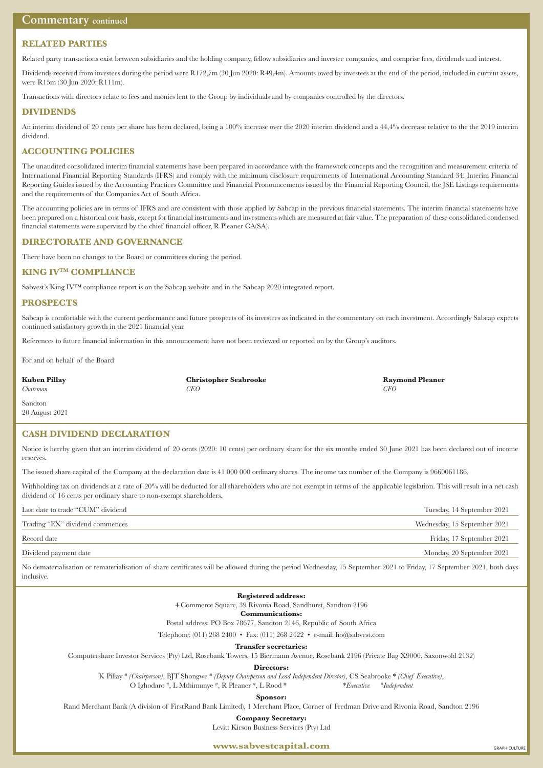# Commentary continued

## RELATED PARTIES

Related party transactions exist between subsidiaries and the holding company, fellow subsidiaries and investee companies, and comprise fees, dividends and interest.

Dividends received from investees during the period were R172,7m (30 Jun 2020: R49,4m). Amounts owed by investees at the end of the period, included in current assets, were R15m (30 Jun 2020: R111m).

Transactions with directors relate to fees and monies lent to the Group by individuals and by companies controlled by the directors.

## DIVIDENDS

An interim dividend of 20 cents per share has been declared, being a 100% increase over the 2020 interim dividend and a 44,4% decrease relative to the the 2019 interim dividend.

## ACCOUNTING POLICIES

The unaudited consolidated interim financial statements have been prepared in accordance with the framework concepts and the recognition and measurement criteria of International Financial Reporting Standards (IFRS) and comply with the minimum disclosure requirements of International Accounting Standard 34: Interim Financial Reporting Guides issued by the Accounting Practices Committee and Financial Pronouncements issued by the Financial Reporting Council, the JSE Listings requirements and the requirements of the Companies Act of South Africa.

The accounting policies are in terms of IFRS and are consistent with those applied by Sabcap in the previous financial statements. The interim financial statements have been prepared on a historical cost basis, except for financial instruments and investments which are measured at fair value. The preparation of these consolidated condensed financial statements were supervised by the chief financial officer, R Pleaner CA(SA).

## DIRECTORATE AND GOVERNANCE

There have been no changes to the Board or committees during the period.

## KING IV™ COMPLIANCE

Sabvest's King IV™ compliance report is on the Sabcap website and in the Sabcap 2020 integrated report.

## PROSPECTS

Sabcap is comfortable with the current performance and future prospects of its investees as indicated in the commentary on each investment. Accordingly Sabcap expects continued satisfactory growth in the 2021 financial year.

References to future financial information in this announcement have not been reviewed or reported on by the Group's auditors.

For and on behalf of the Board

**Kuben Pillay**
*Chairman*

**Christopher Seabrooke**
*CEO*

**Raymond Pleaner**
*CFO*

Sandton
20 August 2021

## CASH DIVIDEND DECLARATION

Notice is hereby given that an interim dividend of 20 cents (2020: 10 cents) per ordinary share for the six months ended 30 June 2021 has been declared out of income reserves.

The issued share capital of the Company at the declaration date is 41 000 000 ordinary shares. The income tax number of the Company is 9660061186.

Withholding tax on dividends at a rate of 20% will be deducted for all shareholders who are not exempt in terms of the applicable legislation. This will result in a net cash dividend of 16 cents per ordinary share to non-exempt shareholders.

| | |
|---|---|
| Last date to trade "CUM" dividend | Tuesday, 14 September 2021 |
| Trading "EX" dividend commences | Wednesday, 15 September 2021 |
| Record date | Friday, 17 September 2021 |
| Dividend payment date | Monday, 20 September 2021 |

No dematerialisation or rematerialisation of share certificates will be allowed during the period Wednesday, 15 September 2021 to Friday, 17 September 2021, both days inclusive.

**Registered address:**
4 Commerce Square, 39 Rivonia Road, Sandhurst, Sandton 2196

**Communications:**
Postal address: PO Box 78677, Sandton 2146, Republic of South Africa

Telephone: (011) 268 2400 • Fax: (011) 268 2422 • e-mail: ho@sabvest.com

**Transfer secretaries:**
Computershare Investor Services (Pty) Ltd, Rosebank Towers, 15 Biermann Avenue, Rosebank 2196 (Private Bag X9000, Saxonwold 2132)

**Directors:**
K Pillay # *(Chairperson)*, BJT Shongwe # *(Deputy Chairperson and Lead Independent Director)*, CS Seabrooke * *(Chief Executive)*,
O Ighodaro #, L Mthimunye #, R Pleaner *, L Rood * *\*Executive #Independent*

**Sponsor:**
Rand Merchant Bank (A division of FirstRand Bank Limited), 1 Merchant Place, Corner of Fredman Drive and Rivonia Road, Sandton 2196

**Company Secretary:**
Levitt Kirson Business Services (Pty) Ltd

**www.sabvestcapital.com**

GRAPHICULTURE